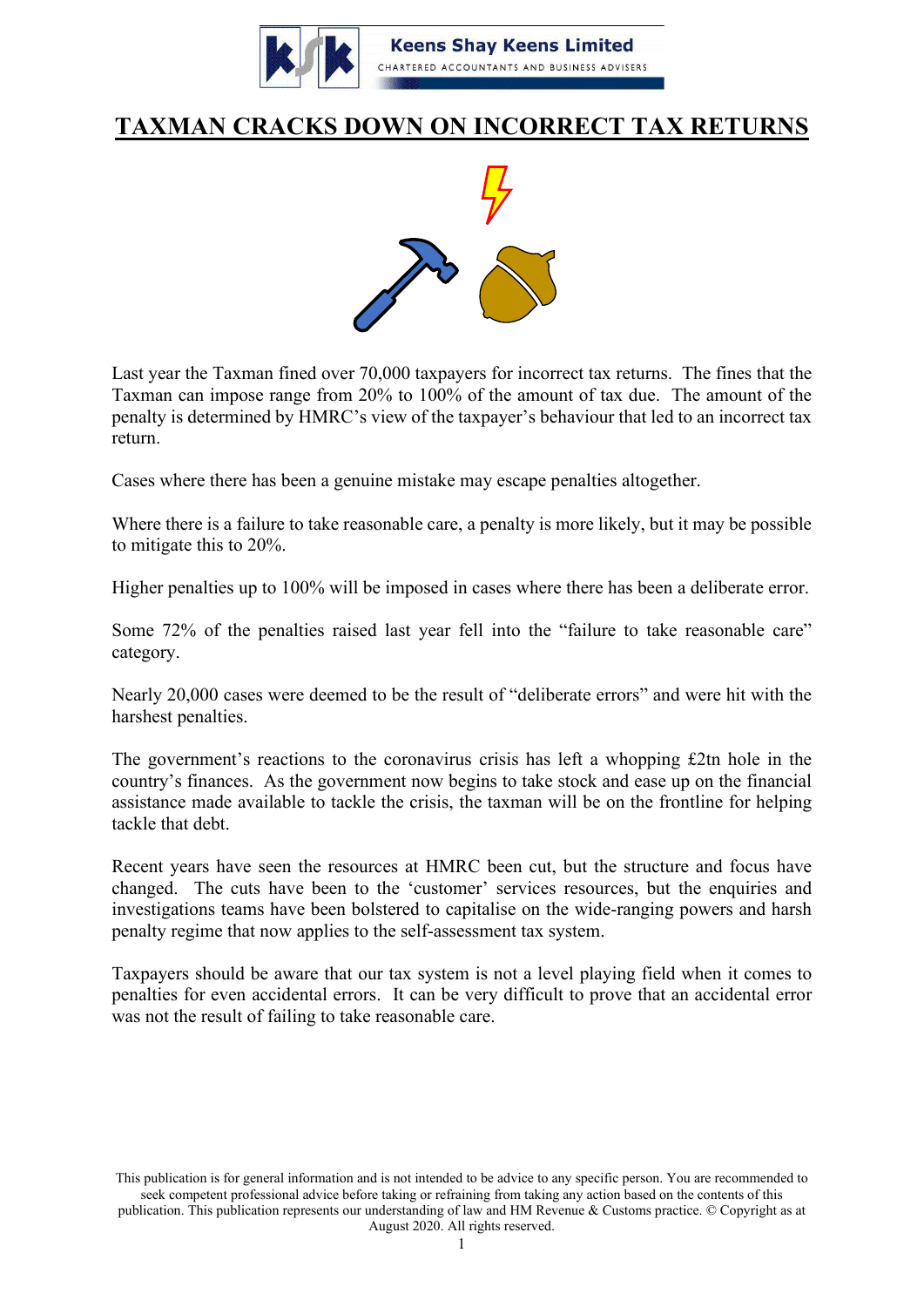Keens Shay Keens Limited

CHARTERED ACCOUNTANTS AND BUSINESS ADVISERS

# TAXMAN CRACKS DOWN ON INCORRECT TAX RETURNS

Last year the Taxman fined over 70,000 taxpayers for incorrect tax returns. The fines that the Taxman can impose range from 20% to 100% of the amount of tax due. The amount of the penalty is determined by HMRC's view of the taxpayer's behaviour that led to an incorrect tax return.

Cases where there has been a genuine mistake may escape penalties altogether.

Where there is a failure to take reasonable care, a penalty is more likely, but it may be possible to mitigate this to 20%.

Higher penalties up to 100% will be imposed in cases where there has been a deliberate error.

Some 72% of the penalties raised last year fell into the "failure to take reasonable care" category.

Nearly 20,000 cases were deemed to be the result of "deliberate errors" and were hit with the harshest penalties.

The government's reactions to the coronavirus crisis has left a whopping £2tn hole in the country's finances. As the government now begins to take stock and ease up on the financial assistance made available to tackle the crisis, the taxman will be on the frontline for helping tackle that debt.

Recent years have seen the resources at HMRC been cut, but the structure and focus have changed. The cuts have been to the 'customer' services resources, but the enquiries and investigations teams have been bolstered to capitalise on the wide-ranging powers and harsh penalty regime that now applies to the self-assessment tax system.

Taxpayers should be aware that our tax system is not a level playing field when it comes to penalties for even accidental errors. It can be very difficult to prove that an accidental error was not the result of failing to take reasonable care.

This publication is for general information and is not intended to be advice to any specific person. You are recommended to seek competent professional advice before taking or refraining from taking any action based on the contents of this publication. This publication represents our understanding of law and HM Revenue & Customs practice. © Copyright as at August 2020. All rights reserved.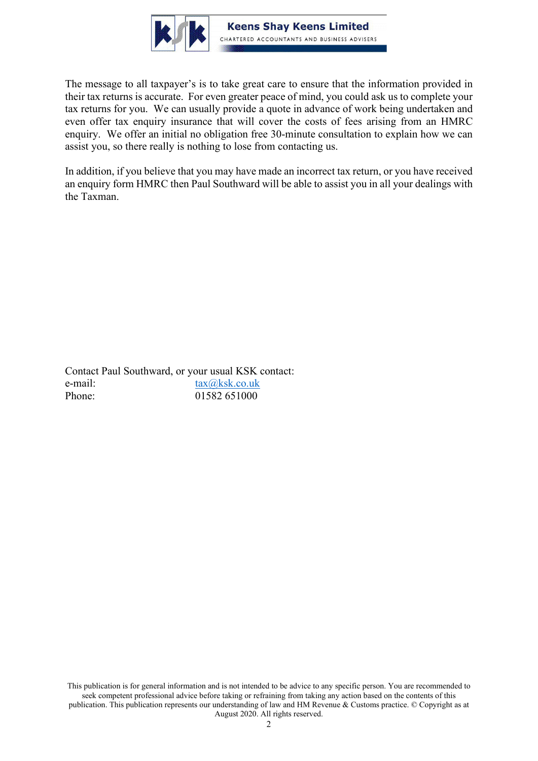The message to all taxpayer's is to take great care to ensure that the information provided in their tax returns is accurate. For even greater peace of mind, you could ask us to complete your tax returns for you. We can usually provide a quote in advance of work being undertaken and even offer tax enquiry insurance that will cover the costs of fees arising from an HMRC enquiry. We offer an initial no obligation free 30-minute consultation to explain how we can assist you, so there really is nothing to lose from contacting us.

In addition, if you believe that you may have made an incorrect tax return, or you have received an enquiry form HMRC then Paul Southward will be able to assist you in all your dealings with the Taxman.

Contact Paul Southward, or your usual KSK contact:

| | |
|---|---|
| e-mail: | tax@ksk.co.uk |
| Phone: | 01582 651000 |

This publication is for general information and is not intended to be advice to any specific person. You are recommended to seek competent professional advice before taking or refraining from taking any action based on the contents of this publication. This publication represents our understanding of law and HM Revenue & Customs practice. © Copyright as at August 2020. All rights reserved.